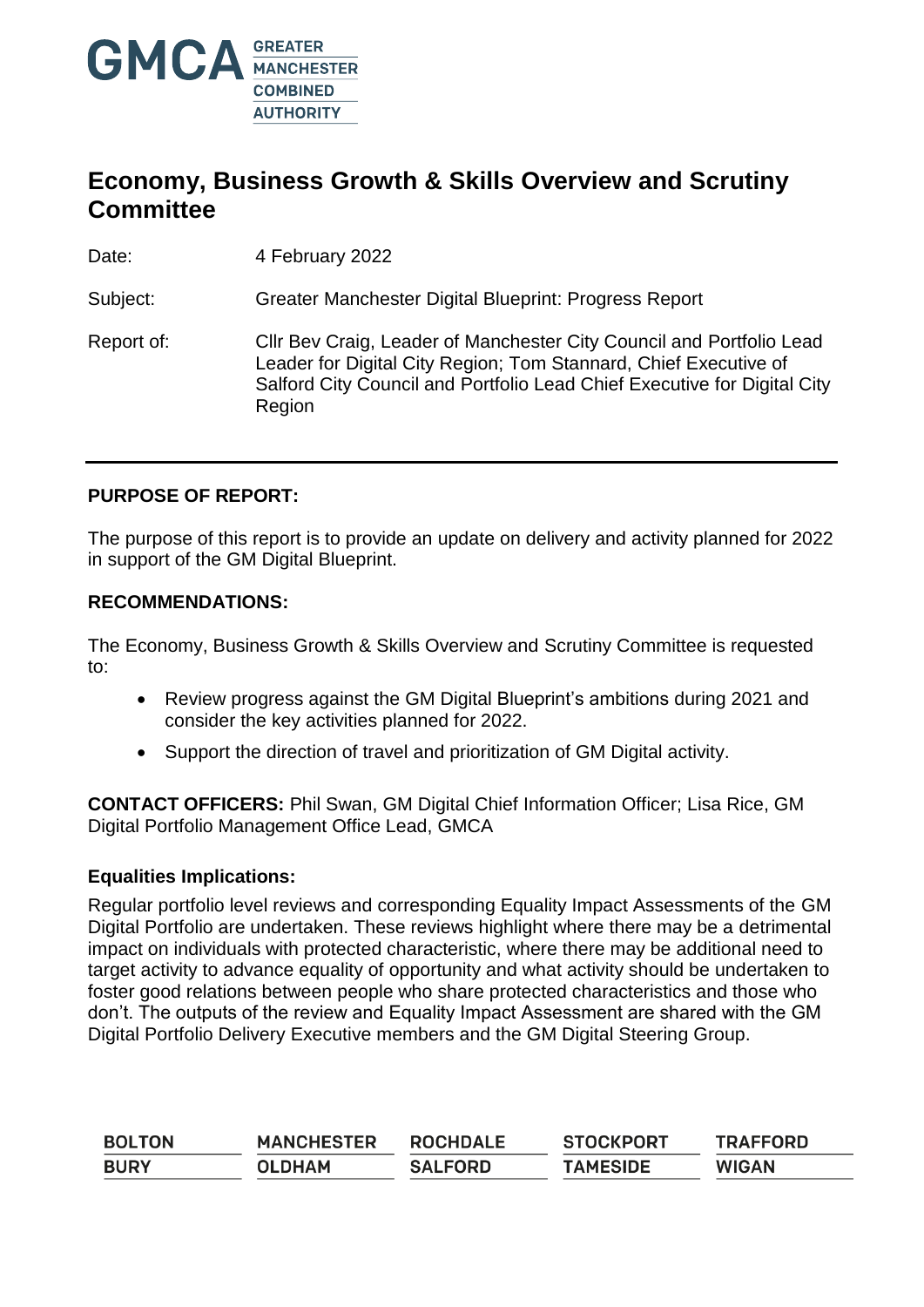# Economy, Business Growth & Skills Overview and Scrutiny Committee

Date: 4 February 2022

Subject: Greater Manchester Digital Blueprint: Progress Report

Report of: Cllr Bev Craig, Leader of Manchester City Council and Portfolio Lead Leader for Digital City Region; Tom Stannard, Chief Executive of Salford City Council and Portfolio Lead Chief Executive for Digital City Region

---

## PURPOSE OF REPORT:

The purpose of this report is to provide an update on delivery and activity planned for 2022 in support of the GM Digital Blueprint.

## RECOMMENDATIONS:

The Economy, Business Growth & Skills Overview and Scrutiny Committee is requested to:

- Review progress against the GM Digital Blueprint's ambitions during 2021 and consider the key activities planned for 2022.
- Support the direction of travel and prioritization of GM Digital activity.

**CONTACT OFFICERS:** Phil Swan, GM Digital Chief Information Officer; Lisa Rice, GM Digital Portfolio Management Office Lead, GMCA

### Equalities Implications:

Regular portfolio level reviews and corresponding Equality Impact Assessments of the GM Digital Portfolio are undertaken. These reviews highlight where there may be a detrimental impact on individuals with protected characteristic, where there may be additional need to target activity to advance equality of opportunity and what activity should be undertaken to foster good relations between people who share protected characteristics and those who don't. The outputs of the review and Equality Impact Assessment are shared with the GM Digital Portfolio Delivery Executive members and the GM Digital Steering Group.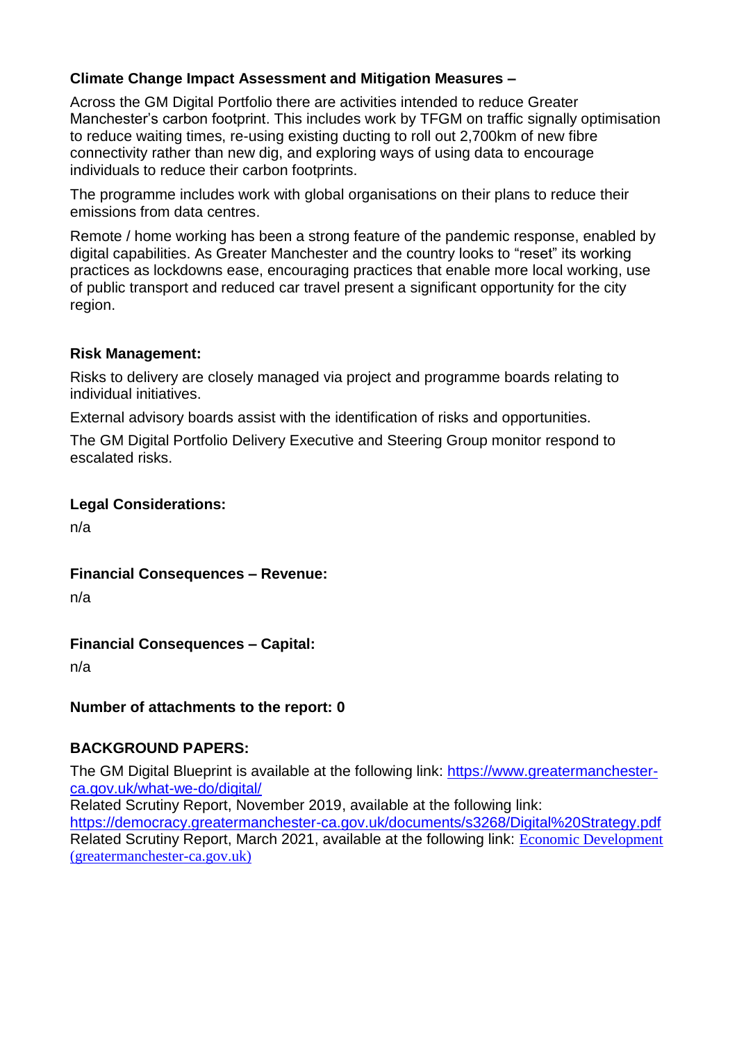**Climate Change Impact Assessment and Mitigation Measures –**

Across the GM Digital Portfolio there are activities intended to reduce Greater Manchester's carbon footprint. This includes work by TFGM on traffic signally optimisation to reduce waiting times, re-using existing ducting to roll out 2,700km of new fibre connectivity rather than new dig, and exploring ways of using data to encourage individuals to reduce their carbon footprints.

The programme includes work with global organisations on their plans to reduce their emissions from data centres.

Remote / home working has been a strong feature of the pandemic response, enabled by digital capabilities. As Greater Manchester and the country looks to "reset" its working practices as lockdowns ease, encouraging practices that enable more local working, use of public transport and reduced car travel present a significant opportunity for the city region.

**Risk Management:**

Risks to delivery are closely managed via project and programme boards relating to individual initiatives.

External advisory boards assist with the identification of risks and opportunities.

The GM Digital Portfolio Delivery Executive and Steering Group monitor respond to escalated risks.

**Legal Considerations:**

n/a

**Financial Consequences – Revenue:**

n/a

**Financial Consequences – Capital:**

n/a

**Number of attachments to the report: 0**

**BACKGROUND PAPERS:**

The GM Digital Blueprint is available at the following link: [https://www.greatermanchester-ca.gov.uk/what-we-do/digital/](https://www.greatermanchester-ca.gov.uk/what-we-do/digital/)
Related Scrutiny Report, November 2019, available at the following link: [https://democracy.greatermanchester-ca.gov.uk/documents/s3268/Digital%20Strategy.pdf](https://democracy.greatermanchester-ca.gov.uk/documents/s3268/Digital%20Strategy.pdf)
Related Scrutiny Report, March 2021, available at the following link: Economic Development (greatermanchester-ca.gov.uk)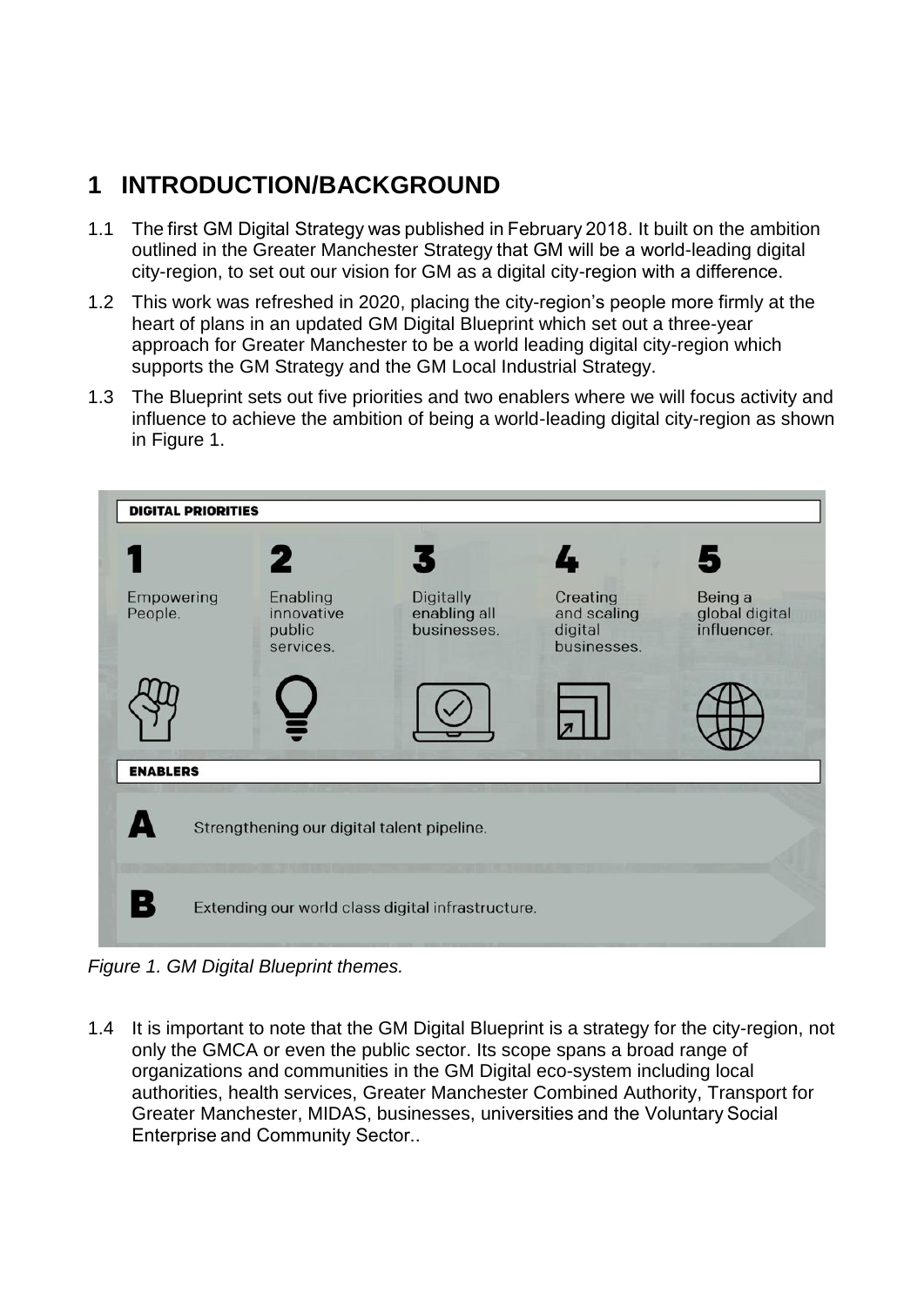# 1 INTRODUCTION/BACKGROUND

1.1 The first GM Digital Strategy was published in February 2018. It built on the ambition outlined in the Greater Manchester Strategy that GM will be a world-leading digital city-region, to set out our vision for GM as a digital city-region with a difference.

1.2 This work was refreshed in 2020, placing the city-region's people more firmly at the heart of plans in an updated GM Digital Blueprint which set out a three-year approach for Greater Manchester to be a world leading digital city-region which supports the GM Strategy and the GM Local Industrial Strategy.

1.3 The Blueprint sets out five priorities and two enablers where we will focus activity and influence to achieve the ambition of being a world-leading digital city-region as shown in Figure 1.

**DIGITAL PRIORITIES**

| 1 | 2 | 3 | 4 | 5 |
|---|---|---|---|---|
| Empowering People. | Enabling innovative public services. | Digitally enabling all businesses. | Creating and scaling digital businesses. | Being a global digital influencer. |

**ENABLERS**

**A** Strengthening our digital talent pipeline.

**B** Extending our world class digital infrastructure.

*Figure 1. GM Digital Blueprint themes.*

1.4 It is important to note that the GM Digital Blueprint is a strategy for the city-region, not only the GMCA or even the public sector. Its scope spans a broad range of organizations and communities in the GM Digital eco-system including local authorities, health services, Greater Manchester Combined Authority, Transport for Greater Manchester, MIDAS, businesses, universities and the Voluntary Social Enterprise and Community Sector..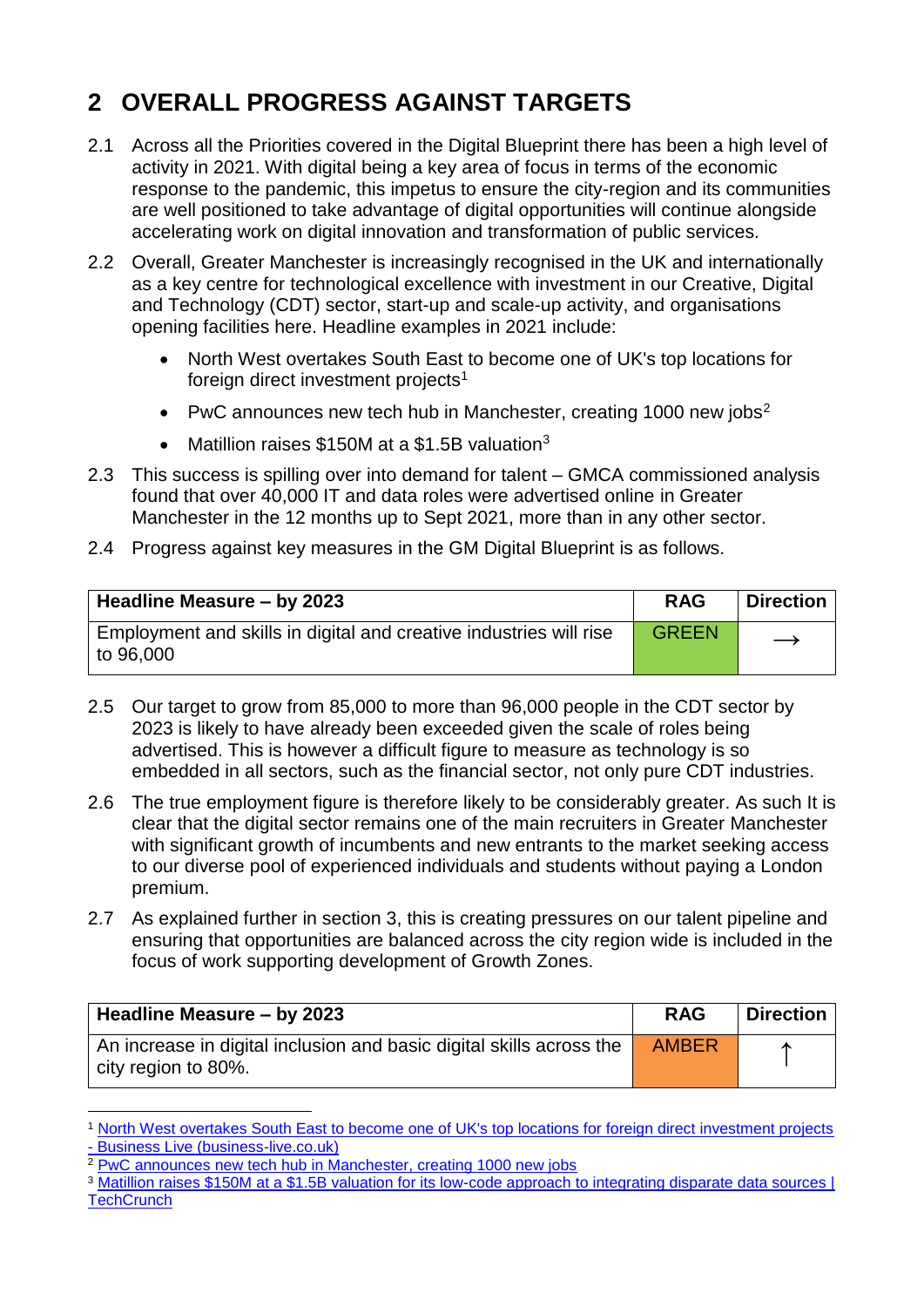## 2 OVERALL PROGRESS AGAINST TARGETS

2.1 Across all the Priorities covered in the Digital Blueprint there has been a high level of activity in 2021. With digital being a key area of focus in terms of the economic response to the pandemic, this impetus to ensure the city-region and its communities are well positioned to take advantage of digital opportunities will continue alongside accelerating work on digital innovation and transformation of public services.

2.2 Overall, Greater Manchester is increasingly recognised in the UK and internationally as a key centre for technological excellence with investment in our Creative, Digital and Technology (CDT) sector, start-up and scale-up activity, and organisations opening facilities here. Headline examples in 2021 include:

- North West overtakes South East to become one of UK's top locations for foreign direct investment projects[1]
- PwC announces new tech hub in Manchester, creating 1000 new jobs[2]
- Matillion raises $150M at a $1.5B valuation[3]

2.3 This success is spilling over into demand for talent – GMCA commissioned analysis found that over 40,000 IT and data roles were advertised online in Greater Manchester in the 12 months up to Sept 2021, more than in any other sector.

2.4 Progress against key measures in the GM Digital Blueprint is as follows.

| Headline Measure – by 2023 | RAG | Direction |
|---|---|---|
| Employment and skills in digital and creative industries will rise to 96,000 | GREEN | → |

2.5 Our target to grow from 85,000 to more than 96,000 people in the CDT sector by 2023 is likely to have already been exceeded given the scale of roles being advertised. This is however a difficult figure to measure as technology is so embedded in all sectors, such as the financial sector, not only pure CDT industries.

2.6 The true employment figure is therefore likely to be considerably greater. As such It is clear that the digital sector remains one of the main recruiters in Greater Manchester with significant growth of incumbents and new entrants to the market seeking access to our diverse pool of experienced individuals and students without paying a London premium.

2.7 As explained further in section 3, this is creating pressures on our talent pipeline and ensuring that opportunities are balanced across the city region wide is included in the focus of work supporting development of Growth Zones.

| Headline Measure – by 2023 | RAG | Direction |
|---|---|---|
| An increase in digital inclusion and basic digital skills across the city region to 80%. | AMBER | ↑ |

---

[1] North West overtakes South East to become one of UK's top locations for foreign direct investment projects - Business Live (business-live.co.uk)

[2] PwC announces new tech hub in Manchester, creating 1000 new jobs

[3] Matillion raises $150M at a $1.5B valuation for its low-code approach to integrating disparate data sources | TechCrunch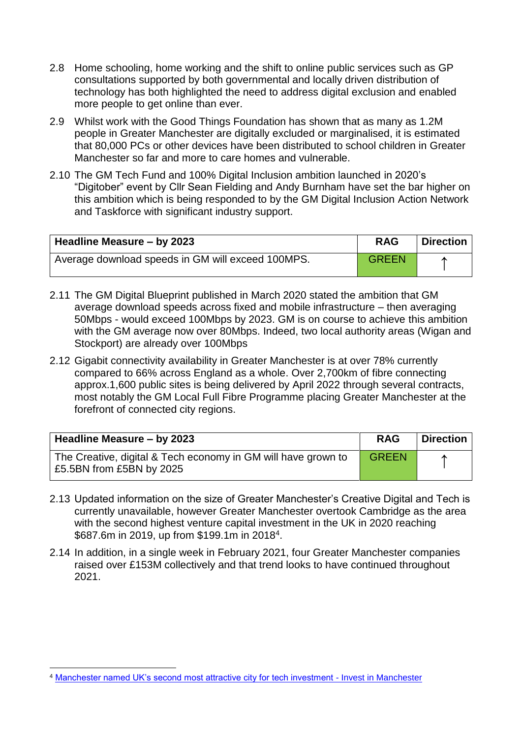2.8 Home schooling, home working and the shift to online public services such as GP consultations supported by both governmental and locally driven distribution of technology has both highlighted the need to address digital exclusion and enabled more people to get online than ever.

2.9 Whilst work with the Good Things Foundation has shown that as many as 1.2M people in Greater Manchester are digitally excluded or marginalised, it is estimated that 80,000 PCs or other devices have been distributed to school children in Greater Manchester so far and more to care homes and vulnerable.

2.10 The GM Tech Fund and 100% Digital Inclusion ambition launched in 2020's "Digitober" event by Cllr Sean Fielding and Andy Burnham have set the bar higher on this ambition which is being responded to by the GM Digital Inclusion Action Network and Taskforce with significant industry support.

| Headline Measure – by 2023 | RAG | Direction |
|---|---|---|
| Average download speeds in GM will exceed 100MPS. | GREEN | ↑ |

2.11 The GM Digital Blueprint published in March 2020 stated the ambition that GM average download speeds across fixed and mobile infrastructure – then averaging 50Mbps - would exceed 100Mbps by 2023. GM is on course to achieve this ambition with the GM average now over 80Mbps. Indeed, two local authority areas (Wigan and Stockport) are already over 100Mbps

2.12 Gigabit connectivity availability in Greater Manchester is at over 78% currently compared to 66% across England as a whole. Over 2,700km of fibre connecting approx.1,600 public sites is being delivered by April 2022 through several contracts, most notably the GM Local Full Fibre Programme placing Greater Manchester at the forefront of connected city regions.

| Headline Measure – by 2023 | RAG | Direction |
|---|---|---|
| The Creative, digital & Tech economy in GM will have grown to £5.5BN from £5BN by 2025 | GREEN | ↑ |

2.13 Updated information on the size of Greater Manchester's Creative Digital and Tech is currently unavailable, however Greater Manchester overtook Cambridge as the area with the second highest venture capital investment in the UK in 2020 reaching $687.6m in 2019, up from $199.1m in 2018[4].

2.14 In addition, in a single week in February 2021, four Greater Manchester companies raised over £153M collectively and that trend looks to have continued throughout 2021.

[4] Manchester named UK's second most attractive city for tech investment - Invest in Manchester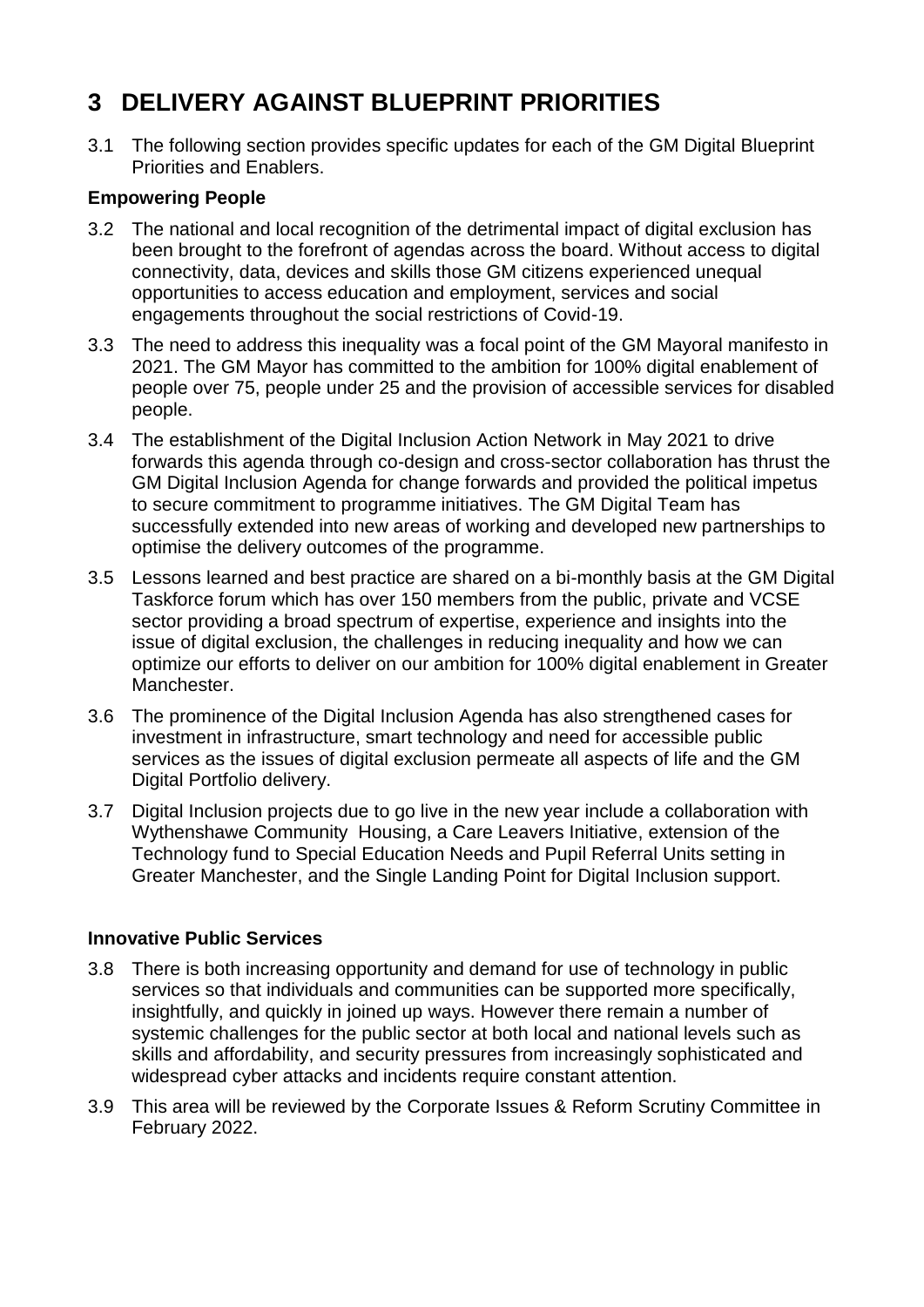# 3 DELIVERY AGAINST BLUEPRINT PRIORITIES

3.1 The following section provides specific updates for each of the GM Digital Blueprint Priorities and Enablers.

**Empowering People**

3.2 The national and local recognition of the detrimental impact of digital exclusion has been brought to the forefront of agendas across the board. Without access to digital connectivity, data, devices and skills those GM citizens experienced unequal opportunities to access education and employment, services and social engagements throughout the social restrictions of Covid-19.

3.3 The need to address this inequality was a focal point of the GM Mayoral manifesto in 2021. The GM Mayor has committed to the ambition for 100% digital enablement of people over 75, people under 25 and the provision of accessible services for disabled people.

3.4 The establishment of the Digital Inclusion Action Network in May 2021 to drive forwards this agenda through co-design and cross-sector collaboration has thrust the GM Digital Inclusion Agenda for change forwards and provided the political impetus to secure commitment to programme initiatives. The GM Digital Team has successfully extended into new areas of working and developed new partnerships to optimise the delivery outcomes of the programme.

3.5 Lessons learned and best practice are shared on a bi-monthly basis at the GM Digital Taskforce forum which has over 150 members from the public, private and VCSE sector providing a broad spectrum of expertise, experience and insights into the issue of digital exclusion, the challenges in reducing inequality and how we can optimize our efforts to deliver on our ambition for 100% digital enablement in Greater Manchester.

3.6 The prominence of the Digital Inclusion Agenda has also strengthened cases for investment in infrastructure, smart technology and need for accessible public services as the issues of digital exclusion permeate all aspects of life and the GM Digital Portfolio delivery.

3.7 Digital Inclusion projects due to go live in the new year include a collaboration with Wythenshawe Community Housing, a Care Leavers Initiative, extension of the Technology fund to Special Education Needs and Pupil Referral Units setting in Greater Manchester, and the Single Landing Point for Digital Inclusion support.

**Innovative Public Services**

3.8 There is both increasing opportunity and demand for use of technology in public services so that individuals and communities can be supported more specifically, insightfully, and quickly in joined up ways. However there remain a number of systemic challenges for the public sector at both local and national levels such as skills and affordability, and security pressures from increasingly sophisticated and widespread cyber attacks and incidents require constant attention.

3.9 This area will be reviewed by the Corporate Issues & Reform Scrutiny Committee in February 2022.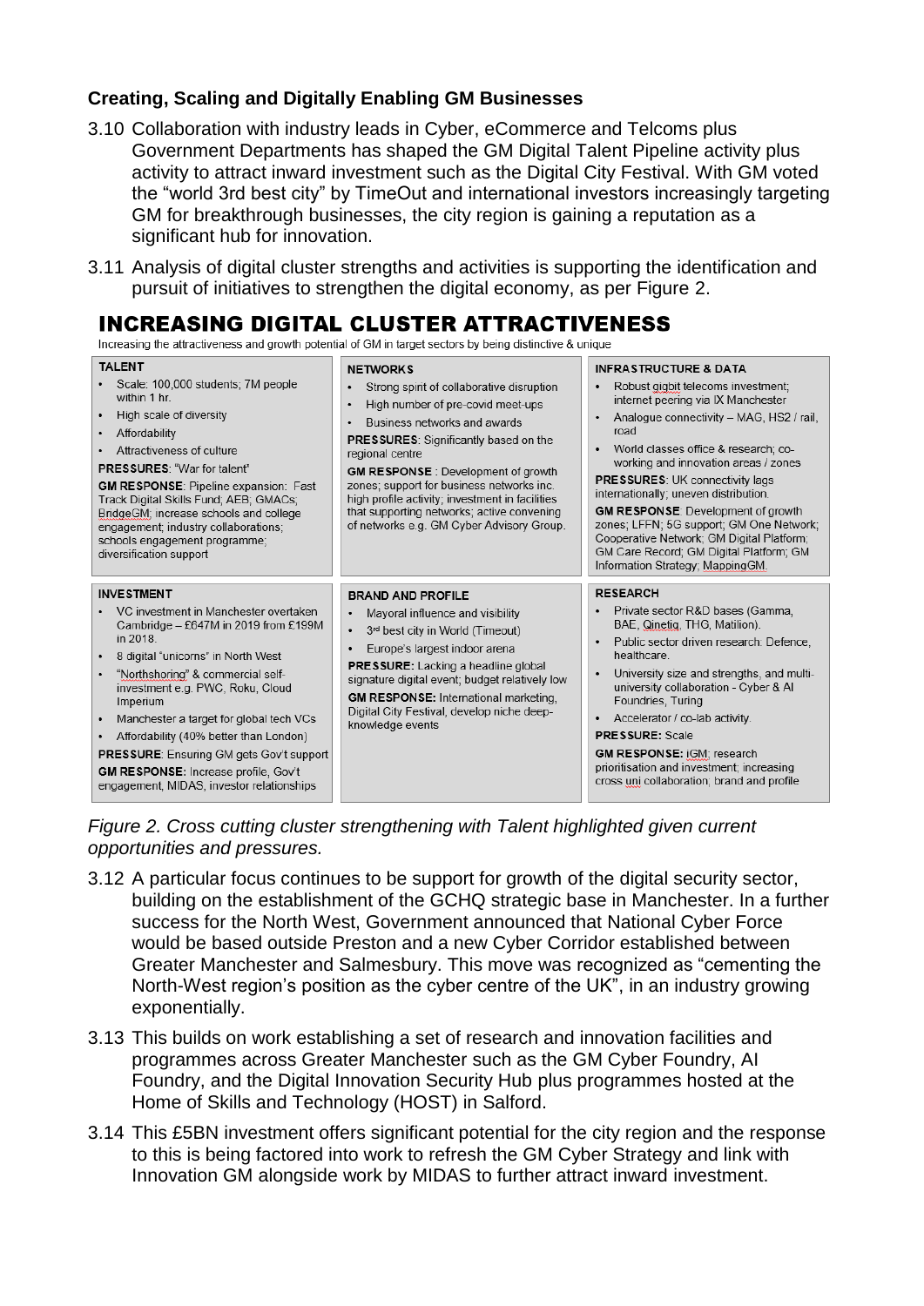### Creating, Scaling and Digitally Enabling GM Businesses

3.10 Collaboration with industry leads in Cyber, eCommerce and Telcoms plus Government Departments has shaped the GM Digital Talent Pipeline activity plus activity to attract inward investment such as the Digital City Festival. With GM voted the "world 3rd best city" by TimeOut and international investors increasingly targeting GM for breakthrough businesses, the city region is gaining a reputation as a significant hub for innovation.

3.11 Analysis of digital cluster strengths and activities is supporting the identification and pursuit of initiatives to strengthen the digital economy, as per Figure 2.

## INCREASING DIGITAL CLUSTER ATTRACTIVENESS

Increasing the attractiveness and growth potential of GM in target sectors by being distinctive & unique

| TALENT | NETWORKS | INFRASTRUCTURE & DATA |
|---|---|---|
| • Scale: 100,000 students; 7M people within 1 hr.<br>• High scale of diversity<br>• Affordability<br>• Attractiveness of culture<br>**PRESSURES**: "War for talent"<br>**GM RESPONSE**: Pipeline expansion: Fast Track Digital Skills Fund; AEB; GMACs; BridgeGM; increase schools and college engagement; industry collaborations; schools engagement programme; diversification support | • Strong spirit of collaborative disruption<br>• High number of pre-covid meet-ups<br>• Business networks and awards<br>**PRESSURES**: Significantly based on the regional centre<br>**GM RESPONSE** : Development of growth zones; support for business networks inc. high profile activity; investment in facilities that supporting networks; active convening of networks e.g. GM Cyber Advisory Group. | • Robust gigbit telecoms investment; internet peering via IX Manchester<br>• Analogue connectivity – MAG, HS2 / rail, road<br>• World classes office & research; co-working and innovation areas / zones<br>**PRESSURES**: UK connectivity lags internationally; uneven distribution.<br>**GM RESPONSE**: Development of growth zones; LFFN; 5G support; GM One Network; Cooperative Network; GM Digital Platform; GM Care Record; GM Digital Platform; GM Information Strategy; MappingGM. |
| **INVESTMENT** | **BRAND AND PROFILE** | **RESEARCH** |
| • VC investment in Manchester overtaken Cambridge – £647M in 2019 from £199M in 2018.<br>• 8 digital "unicorns" in North West<br>• "Northshoring" & commercial self-investment e.g. PWC, Roku, Cloud Imperium<br>• Manchester a target for global tech VCs<br>• Affordability (40% better than London)<br>**PRESSURE**: Ensuring GM gets Gov't support<br>**GM RESPONSE:** Increase profile, Gov't engagement, MIDAS, investor relationships | • Mayoral influence and visibility<br>• 3rd best city in World (Timeout)<br>• Europe's largest indoor arena<br>**PRESSURE:** Lacking a headline global signature digital event; budget relatively low<br>**GM RESPONSE:** International marketing, Digital City Festival, develop niche deep-knowledge events | • Private sector R&D bases (Gamma, BAE, Qinetiq, THG, Matilion).<br>• Public sector driven research: Defence, healthcare.<br>• University size and strengths, and multi-university collaboration - Cyber & AI Foundries, Turing<br>• Accelerator / co-lab activity.<br>**PRESSURE:** Scale<br>**GM RESPONSE:** iGM; research prioritisation and investment; increasing cross uni collaboration; brand and profile |

*Figure 2. Cross cutting cluster strengthening with Talent highlighted given current opportunities and pressures.*

3.12 A particular focus continues to be support for growth of the digital security sector, building on the establishment of the GCHQ strategic base in Manchester. In a further success for the North West, Government announced that National Cyber Force would be based outside Preston and a new Cyber Corridor established between Greater Manchester and Salmesbury. This move was recognized as "cementing the North-West region's position as the cyber centre of the UK", in an industry growing exponentially.

3.13 This builds on work establishing a set of research and innovation facilities and programmes across Greater Manchester such as the GM Cyber Foundry, AI Foundry, and the Digital Innovation Security Hub plus programmes hosted at the Home of Skills and Technology (HOST) in Salford.

3.14 This £5BN investment offers significant potential for the city region and the response to this is being factored into work to refresh the GM Cyber Strategy and link with Innovation GM alongside work by MIDAS to further attract inward investment.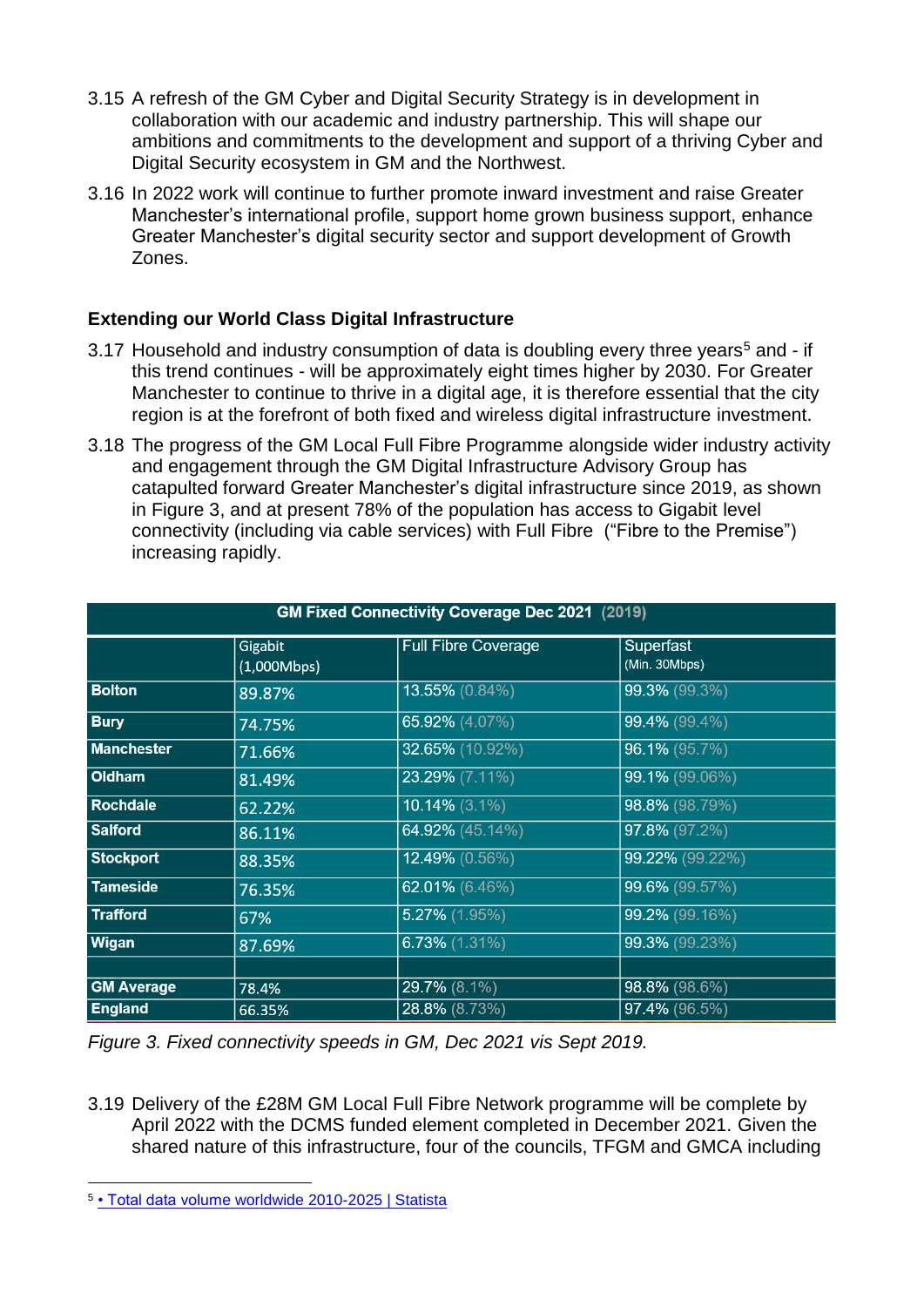3.15 A refresh of the GM Cyber and Digital Security Strategy is in development in collaboration with our academic and industry partnership. This will shape our ambitions and commitments to the development and support of a thriving Cyber and Digital Security ecosystem in GM and the Northwest.

3.16 In 2022 work will continue to further promote inward investment and raise Greater Manchester's international profile, support home grown business support, enhance Greater Manchester's digital security sector and support development of Growth Zones.

### Extending our World Class Digital Infrastructure

3.17 Household and industry consumption of data is doubling every three years[5] and - if this trend continues - will be approximately eight times higher by 2030. For Greater Manchester to continue to thrive in a digital age, it is therefore essential that the city region is at the forefront of both fixed and wireless digital infrastructure investment.

3.18 The progress of the GM Local Full Fibre Programme alongside wider industry activity and engagement through the GM Digital Infrastructure Advisory Group has catapulted forward Greater Manchester's digital infrastructure since 2019, as shown in Figure 3, and at present 78% of the population has access to Gigabit level connectivity (including via cable services) with Full Fibre ("Fibre to the Premise") increasing rapidly.

| GM Fixed Connectivity Coverage Dec 2021 (2019) | | | |
|---|---|---|---|
| | Gigabit (1,000Mbps) | Full Fibre Coverage | Superfast (Min. 30Mbps) |
| **Bolton** | 89.87% | 13.55% (0.84%) | 99.3% (99.3%) |
| **Bury** | 74.75% | 65.92% (4.07%) | 99.4% (99.4%) |
| **Manchester** | 71.66% | 32.65% (10.92%) | 96.1% (95.7%) |
| **Oldham** | 81.49% | 23.29% (7.11%) | 99.1% (99.06%) |
| **Rochdale** | 62.22% | 10.14% (3.1%) | 98.8% (98.79%) |
| **Salford** | 86.11% | 64.92% (45.14%) | 97.8% (97.2%) |
| **Stockport** | 88.35% | 12.49% (0.56%) | 99.22% (99.22%) |
| **Tameside** | 76.35% | 62.01% (6.46%) | 99.6% (99.57%) |
| **Trafford** | 67% | 5.27% (1.95%) | 99.2% (99.16%) |
| **Wigan** | 87.69% | 6.73% (1.31%) | 99.3% (99.23%) |
| | | | |
| **GM Average** | 78.4% | 29.7% (8.1%) | 98.8% (98.6%) |
| **England** | 66.35% | 28.8% (8.73%) | 97.4% (96.5%) |

*Figure 3. Fixed connectivity speeds in GM, Dec 2021 vis Sept 2019.*

3.19 Delivery of the £28M GM Local Full Fibre Network programme will be complete by April 2022 with the DCMS funded element completed in December 2021. Given the shared nature of this infrastructure, four of the councils, TFGM and GMCA including

---

[5] • Total data volume worldwide 2010-2025 | Statista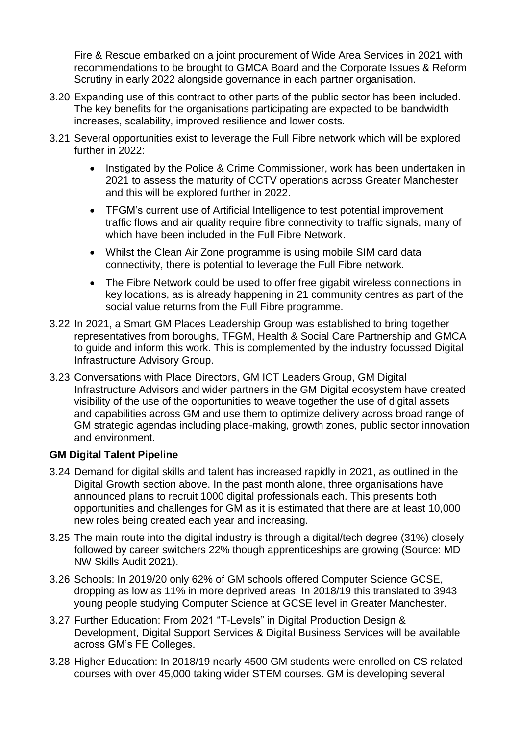Fire & Rescue embarked on a joint procurement of Wide Area Services in 2021 with recommendations to be brought to GMCA Board and the Corporate Issues & Reform Scrutiny in early 2022 alongside governance in each partner organisation.

3.20 Expanding use of this contract to other parts of the public sector has been included. The key benefits for the organisations participating are expected to be bandwidth increases, scalability, improved resilience and lower costs.

3.21 Several opportunities exist to leverage the Full Fibre network which will be explored further in 2022:

- Instigated by the Police & Crime Commissioner, work has been undertaken in 2021 to assess the maturity of CCTV operations across Greater Manchester and this will be explored further in 2022.
- TFGM's current use of Artificial Intelligence to test potential improvement traffic flows and air quality require fibre connectivity to traffic signals, many of which have been included in the Full Fibre Network.
- Whilst the Clean Air Zone programme is using mobile SIM card data connectivity, there is potential to leverage the Full Fibre network.
- The Fibre Network could be used to offer free gigabit wireless connections in key locations, as is already happening in 21 community centres as part of the social value returns from the Full Fibre programme.

3.22 In 2021, a Smart GM Places Leadership Group was established to bring together representatives from boroughs, TFGM, Health & Social Care Partnership and GMCA to guide and inform this work. This is complemented by the industry focussed Digital Infrastructure Advisory Group.

3.23 Conversations with Place Directors, GM ICT Leaders Group, GM Digital Infrastructure Advisors and wider partners in the GM Digital ecosystem have created visibility of the use of the opportunities to weave together the use of digital assets and capabilities across GM and use them to optimize delivery across broad range of GM strategic agendas including place-making, growth zones, public sector innovation and environment.

**GM Digital Talent Pipeline**

3.24 Demand for digital skills and talent has increased rapidly in 2021, as outlined in the Digital Growth section above. In the past month alone, three organisations have announced plans to recruit 1000 digital professionals each. This presents both opportunities and challenges for GM as it is estimated that there are at least 10,000 new roles being created each year and increasing.

3.25 The main route into the digital industry is through a digital/tech degree (31%) closely followed by career switchers 22% though apprenticeships are growing (Source: MD NW Skills Audit 2021).

3.26 Schools: In 2019/20 only 62% of GM schools offered Computer Science GCSE, dropping as low as 11% in more deprived areas. In 2018/19 this translated to 3943 young people studying Computer Science at GCSE level in Greater Manchester.

3.27 Further Education: From 2021 "T-Levels" in Digital Production Design & Development, Digital Support Services & Digital Business Services will be available across GM's FE Colleges.

3.28 Higher Education: In 2018/19 nearly 4500 GM students were enrolled on CS related courses with over 45,000 taking wider STEM courses. GM is developing several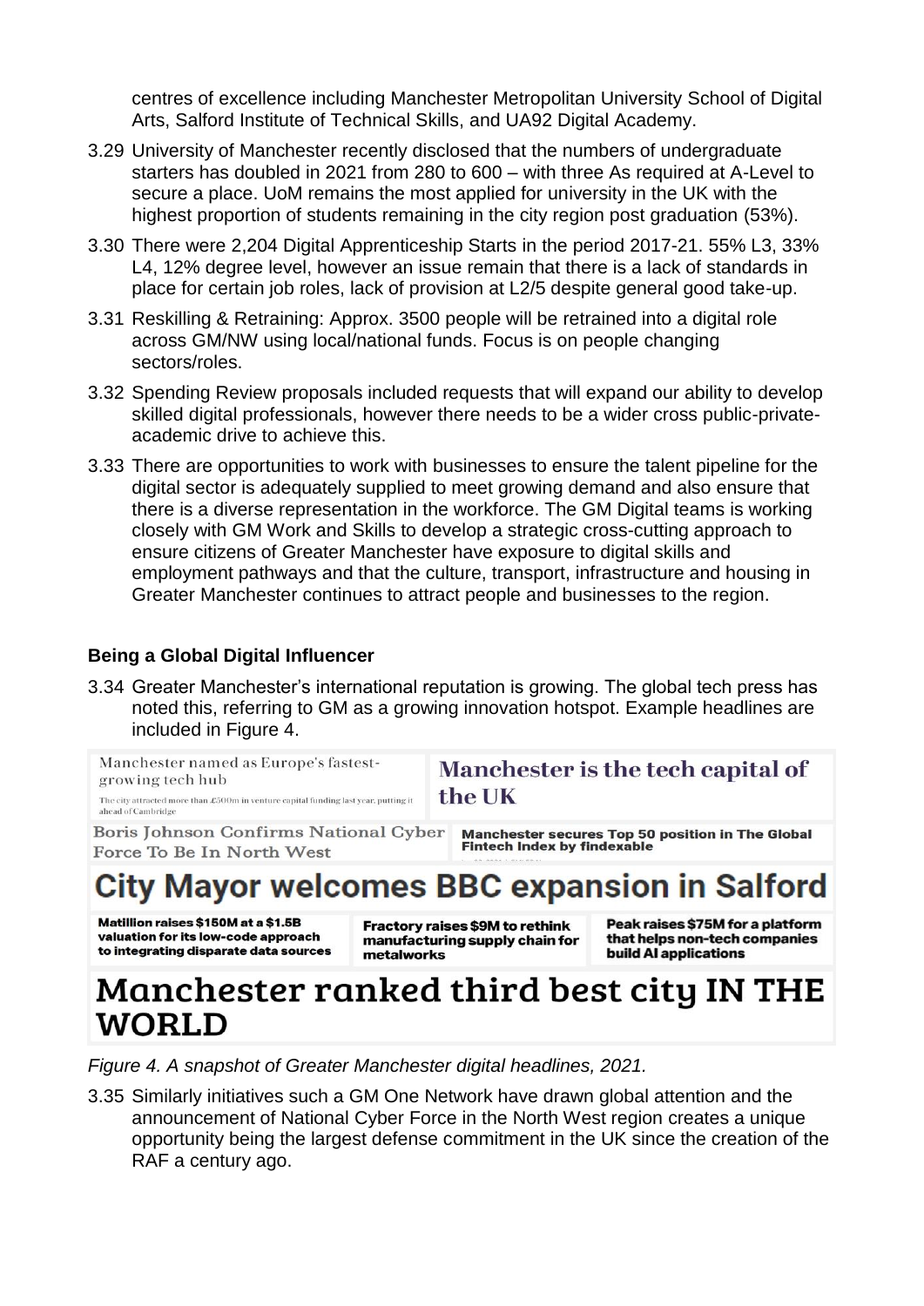centres of excellence including Manchester Metropolitan University School of Digital Arts, Salford Institute of Technical Skills, and UA92 Digital Academy.

3.29 University of Manchester recently disclosed that the numbers of undergraduate starters has doubled in 2021 from 280 to 600 – with three As required at A-Level to secure a place. UoM remains the most applied for university in the UK with the highest proportion of students remaining in the city region post graduation (53%).

3.30 There were 2,204 Digital Apprenticeship Starts in the period 2017-21. 55% L3, 33% L4, 12% degree level, however an issue remain that there is a lack of standards in place for certain job roles, lack of provision at L2/5 despite general good take-up.

3.31 Reskilling & Retraining: Approx. 3500 people will be retrained into a digital role across GM/NW using local/national funds. Focus is on people changing sectors/roles.

3.32 Spending Review proposals included requests that will expand our ability to develop skilled digital professionals, however there needs to be a wider cross public-private-academic drive to achieve this.

3.33 There are opportunities to work with businesses to ensure the talent pipeline for the digital sector is adequately supplied to meet growing demand and also ensure that there is a diverse representation in the workforce. The GM Digital teams is working closely with GM Work and Skills to develop a strategic cross-cutting approach to ensure citizens of Greater Manchester have exposure to digital skills and employment pathways and that the culture, transport, infrastructure and housing in Greater Manchester continues to attract people and businesses to the region.

### Being a Global Digital Influencer

3.34 Greater Manchester's international reputation is growing. The global tech press has noted this, referring to GM as a growing innovation hotspot. Example headlines are included in Figure 4.

Manchester named as Europe's fastest-growing tech hub

The city attracted more than £500m in venture capital funding last year, putting it ahead of Cambridge

**Manchester is the tech capital of the UK**

Boris Johnson Confirms National Cyber Force To Be In North West

**Manchester secures Top 50 position in The Global Fintech Index by findexable**

**City Mayor welcomes BBC expansion in Salford**

**Matillion raises $150M at a $1.5B valuation for its low-code approach to integrating disparate data sources**

**Fractory raises $9M to rethink manufacturing supply chain for metalworks**

**Peak raises $75M for a platform that helps non-tech companies build AI applications**

**Manchester ranked third best city IN THE WORLD**

*Figure 4. A snapshot of Greater Manchester digital headlines, 2021.*

3.35 Similarly initiatives such a GM One Network have drawn global attention and the announcement of National Cyber Force in the North West region creates a unique opportunity being the largest defense commitment in the UK since the creation of the RAF a century ago.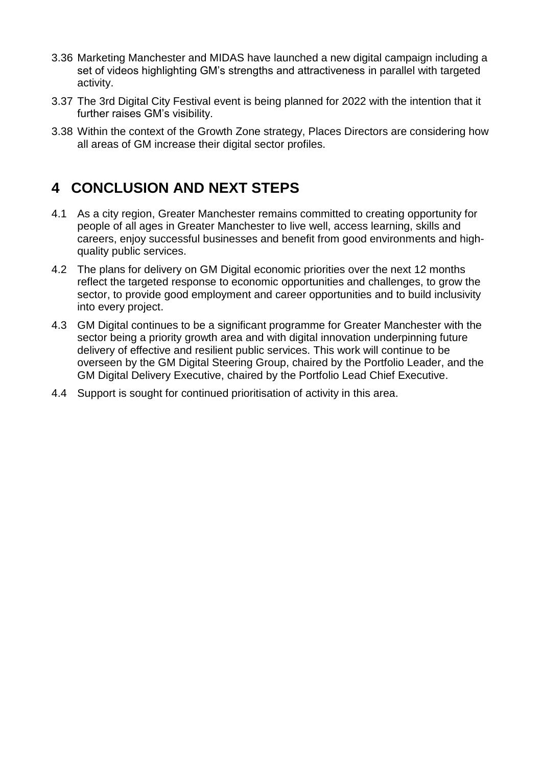3.36 Marketing Manchester and MIDAS have launched a new digital campaign including a set of videos highlighting GM's strengths and attractiveness in parallel with targeted activity.

3.37 The 3rd Digital City Festival event is being planned for 2022 with the intention that it further raises GM's visibility.

3.38 Within the context of the Growth Zone strategy, Places Directors are considering how all areas of GM increase their digital sector profiles.

# 4 CONCLUSION AND NEXT STEPS

4.1 As a city region, Greater Manchester remains committed to creating opportunity for people of all ages in Greater Manchester to live well, access learning, skills and careers, enjoy successful businesses and benefit from good environments and high-quality public services.

4.2 The plans for delivery on GM Digital economic priorities over the next 12 months reflect the targeted response to economic opportunities and challenges, to grow the sector, to provide good employment and career opportunities and to build inclusivity into every project.

4.3 GM Digital continues to be a significant programme for Greater Manchester with the sector being a priority growth area and with digital innovation underpinning future delivery of effective and resilient public services. This work will continue to be overseen by the GM Digital Steering Group, chaired by the Portfolio Leader, and the GM Digital Delivery Executive, chaired by the Portfolio Lead Chief Executive.

4.4 Support is sought for continued prioritisation of activity in this area.